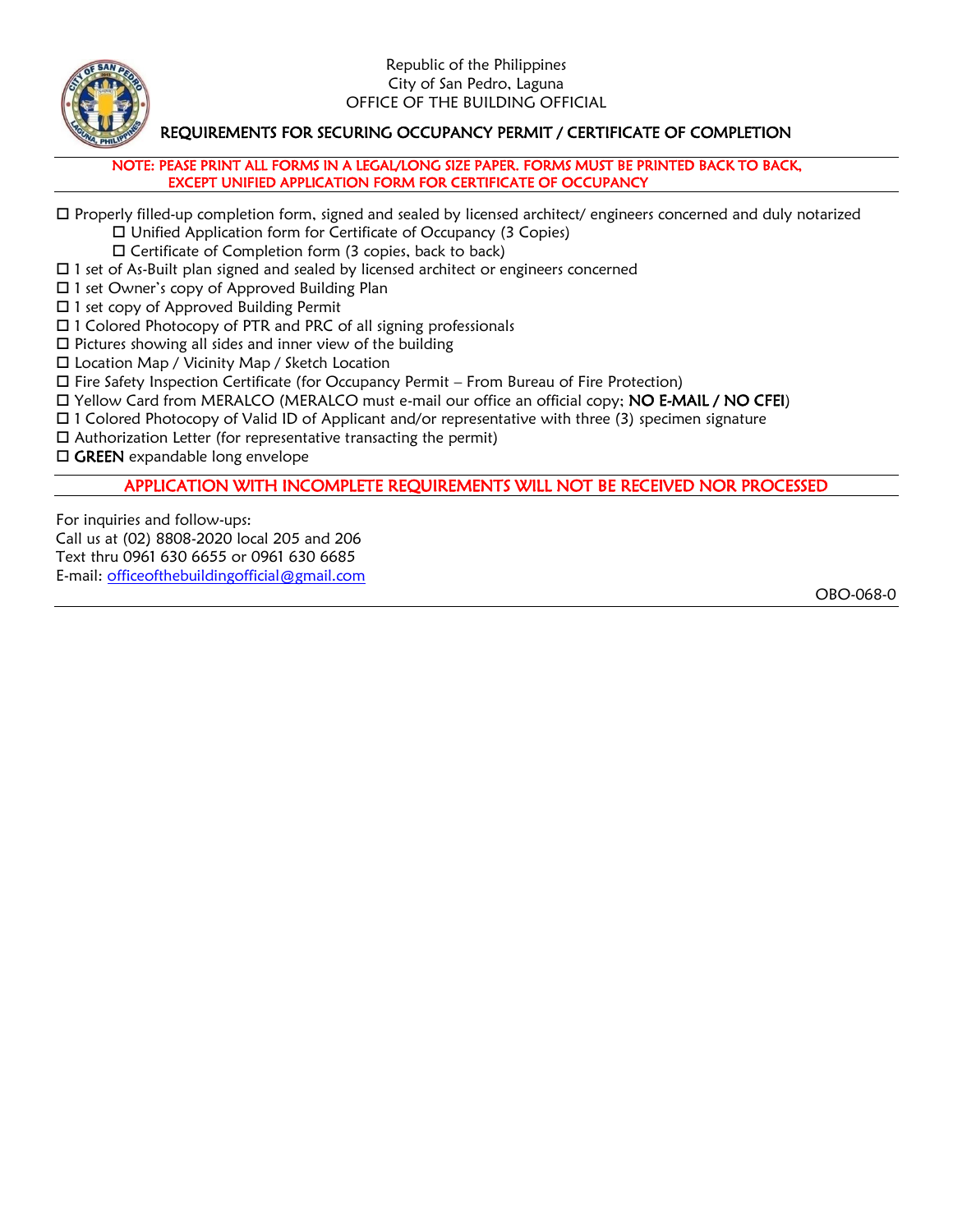Republic of the Philippines
City of San Pedro, Laguna
OFFICE OF THE BUILDING OFFICIAL

## REQUIREMENTS FOR SECURING OCCUPANCY PERMIT / CERTIFICATE OF COMPLETION

**NOTE: PEASE PRINT ALL FORMS IN A LEGAL/LONG SIZE PAPER. FORMS MUST BE PRINTED BACK TO BACK, EXCEPT UNIFIED APPLICATION FORM FOR CERTIFICATE OF OCCUPANCY**

- ☐ Properly filled-up completion form, signed and sealed by licensed architect/ engineers concerned and duly notarized
  - ☐ Unified Application form for Certificate of Occupancy (3 Copies)
  - ☐ Certificate of Completion form (3 copies, back to back)
- ☐ 1 set of As-Built plan signed and sealed by licensed architect or engineers concerned
- ☐ 1 set Owner's copy of Approved Building Plan
- ☐ 1 set copy of Approved Building Permit
- ☐ 1 Colored Photocopy of PTR and PRC of all signing professionals
- ☐ Pictures showing all sides and inner view of the building
- ☐ Location Map / Vicinity Map / Sketch Location
- ☐ Fire Safety Inspection Certificate (for Occupancy Permit – From Bureau of Fire Protection)
- ☐ Yellow Card from MERALCO (MERALCO must e-mail our office an official copy; **NO E-MAIL / NO CFEI**)
- ☐ 1 Colored Photocopy of Valid ID of Applicant and/or representative with three (3) specimen signature
- ☐ Authorization Letter (for representative transacting the permit)
- ☐ **GREEN** expandable long envelope

**APPLICATION WITH INCOMPLETE REQUIREMENTS WILL NOT BE RECEIVED NOR PROCESSED**

For inquiries and follow-ups:
Call us at (02) 8808-2020 local 205 and 206
Text thru 0961 630 6655 or 0961 630 6685
E-mail: officeofthebuildingofficial@gmail.com

OBO-068-0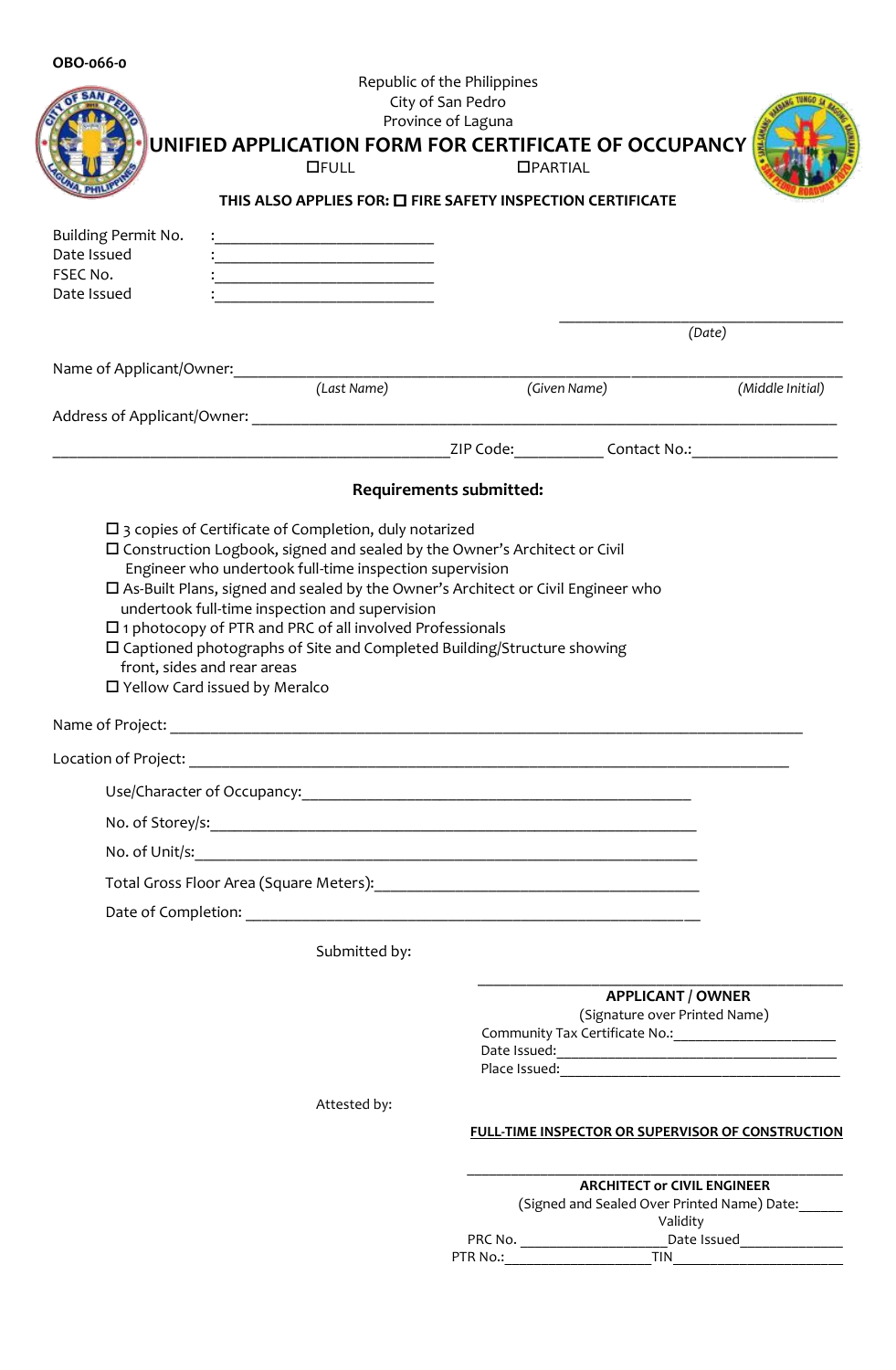OBO-066-0

Republic of the Philippines
City of San Pedro
Province of Laguna

# UNIFIED APPLICATION FORM FOR CERTIFICATE OF OCCUPANCY

☐FULL ☐PARTIAL

**THIS ALSO APPLIES FOR: ☐ FIRE SAFETY INSPECTION CERTIFICATE**

Building Permit No. :____________________________
Date Issued :____________________________
FSEC No. :____________________________
Date Issued :____________________________

____________________________________
*(Date)*

Name of Applicant/Owner:__________________________________________________________________________
*(Last Name)* *(Given Name)* *(Middle Initial)*

Address of Applicant/Owner: ___________________________________________________________________________

__________________________________________________ZIP Code:___________ Contact No.:__________________

**Requirements submitted:**

- ☐ 3 copies of Certificate of Completion, duly notarized
- ☐ Construction Logbook, signed and sealed by the Owner's Architect or Civil Engineer who undertook full-time inspection supervision
- ☐ As-Built Plans, signed and sealed by the Owner's Architect or Civil Engineer who undertook full-time inspection and supervision
- ☐ 1 photocopy of PTR and PRC of all involved Professionals
- ☐ Captioned photographs of Site and Completed Building/Structure showing front, sides and rear areas
- ☐ Yellow Card issued by Meralco

Name of Project: _______________________________________________________________________________

Location of Project: ____________________________________________________________________________

Use/Character of Occupancy:________________________________________________

No. of Storey/s:_____________________________________________________________

No. of Unit/s:_______________________________________________________________

Total Gross Floor Area (Square Meters):_________________________________________

Date of Completion: ____________________________________________________________

Submitted by:

__________________________________________
**APPLICANT / OWNER**
(Signature over Printed Name)
Community Tax Certificate No.:_____________________
Date Issued:____________________________________
Place Issued:____________________________________

Attested by:

**FULL-TIME INSPECTOR OR SUPERVISOR OF CONSTRUCTION**

__________________________________________
**ARCHITECT or CIVIL ENGINEER**
(Signed and Sealed Over Printed Name) Date:______
Validity
PRC No. ___________________Date Issued_____________
PTR No.:___________________TIN_______________________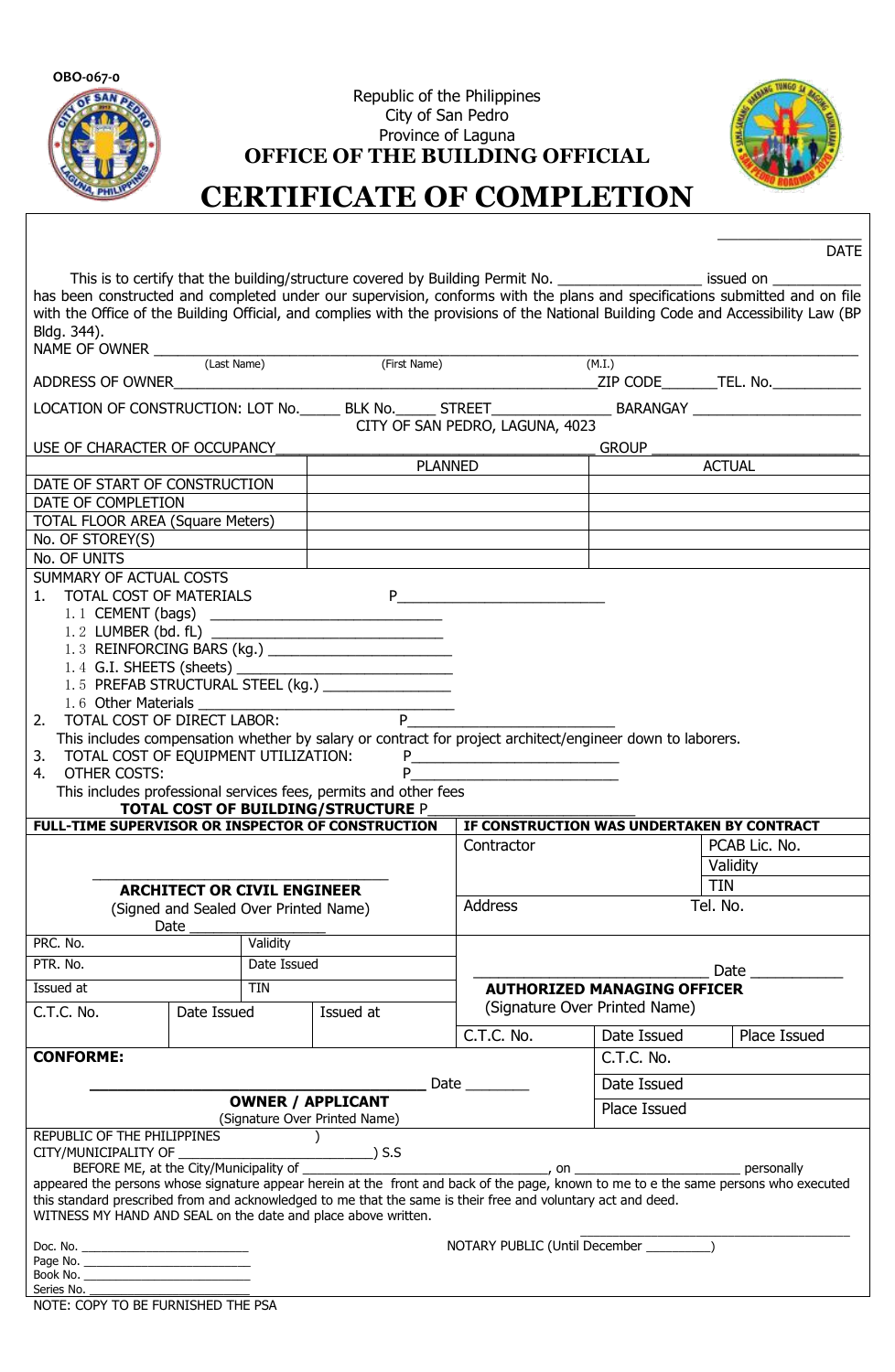OBO-067-0

Republic of the Philippines
City of San Pedro
Province of Laguna

# OFFICE OF THE BUILDING OFFICIAL

# CERTIFICATE OF COMPLETION

_________________
DATE

This is to certify that the building/structure covered by Building Permit No. _________________ issued on __________ has been constructed and completed under our supervision, conforms with the plans and specifications submitted and on file with the Office of the Building Official, and complies with the provisions of the National Building Code and Accessibility Law (BP Bldg. 344).

NAME OF OWNER ______________________________________________________________________________
(Last Name) (First Name) (M.I.)

ADDRESS OF OWNER_______________________________________________ZIP CODE_______TEL. No.___________

LOCATION OF CONSTRUCTION: LOT No._____ BLK No._____ STREET______________ BARANGAY ____________________
CITY OF SAN PEDRO, LAGUNA, 4023

USE OF CHARACTER OF OCCUPANCY_________________________________ GROUP _______________________

| | PLANNED | ACTUAL |
|---|---|---|
| DATE OF START OF CONSTRUCTION | | |
| DATE OF COMPLETION | | |
| TOTAL FLOOR AREA (Square Meters) | | |
| No. OF STOREY(S) | | |
| No. OF UNITS | | |

SUMMARY OF ACTUAL COSTS

1. TOTAL COST OF MATERIALS P_________________________
   - 1.1 CEMENT (bags) ___________________________
   - 1.2 LUMBER (bd. fL) ___________________________
   - 1.3 REINFORCING BARS (kg.) ___________________
   - 1.4 G.I. SHEETS (sheets) ______________________
   - 1.5 PREFAB STRUCTURAL STEEL (kg.) ______________
   - 1.6 Other Materials __________________________
2. TOTAL COST OF DIRECT LABOR: P_________________________
   This includes compensation whether by salary or contract for project architect/engineer down to laborers.
3. TOTAL COST OF EQUIPMENT UTILIZATION: P_________________________
4. OTHER COSTS: P_________________________
   This includes professional services fees, permits and other fees

**TOTAL COST OF BUILDING/STRUCTURE** P_________________________

| **FULL-TIME SUPERVISOR OR INSPECTOR OF CONSTRUCTION** | | | **IF CONSTRUCTION WAS UNDERTAKEN BY CONTRACT** | | |
|---|---|---|---|---|---|
| ____________________________ **ARCHITECT OR CIVIL ENGINEER** (Signed and Sealed Over Printed Name) Date ______________ | | | Contractor | | PCAB Lic. No. / Validity / TIN |
| | | | Address | | Tel. No. |
| PRC. No. | Validity | | ____________________ Date __________ **AUTHORIZED MANAGING OFFICER** (Signature Over Printed Name) | | |
| PTR. No. | Date Issued | | | | |
| Issued at | TIN | | | | |
| C.T.C. No. | Date Issued | Issued at | | | |
| | | | C.T.C. No. | Date Issued | Place Issued |

**CONFORME:**

____________________________________ Date ________
**OWNER / APPLICANT**
(Signature Over Printed Name)

| C.T.C. No. |
|---|
| Date Issued |
| Place Issued |

REPUBLIC OF THE PHILIPPINES )
CITY/MUNICIPALITY OF ________________________) S.S

BEFORE ME, at the City/Municipality of ________________________________, on ______________________ personally appeared the persons whose signature appear herein at the front and back of the page, known to me to e the same persons who executed this standard prescribed from and acknowledged to me that the same is their free and voluntary act and deed.

WITNESS MY HAND AND SEAL on the date and place above written.

Doc. No. ________________________
Page No. ________________________
Book No. ________________________
Series No. ______________________

_____________________________________
NOTARY PUBLIC (Until December _________)

NOTE: COPY TO BE FURNISHED THE PSA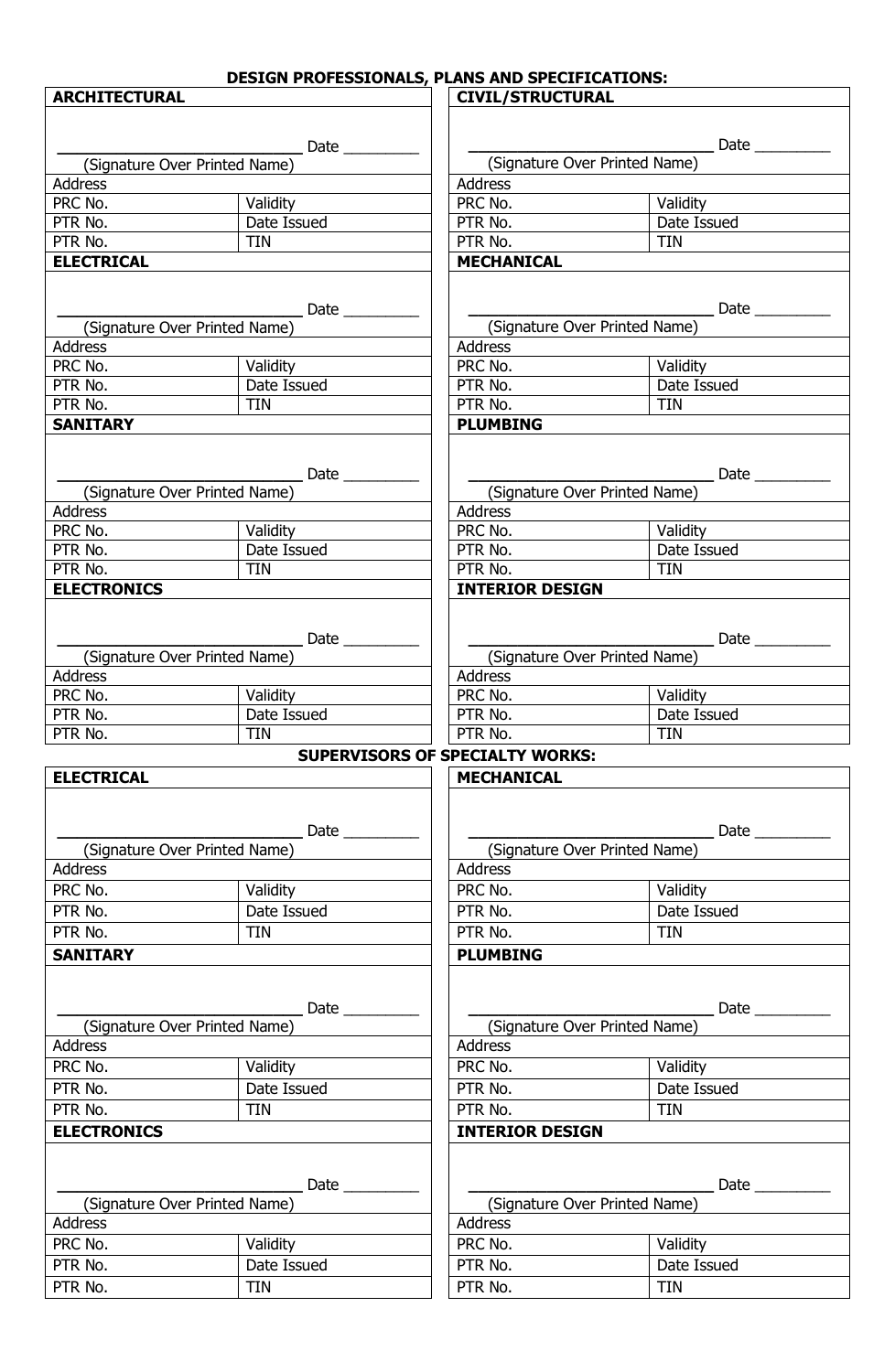## DESIGN PROFESSIONALS, PLANS AND SPECIFICATIONS:

**ARCHITECTURAL**

| | |
|---|---|
| ______________________________ Date __________ (Signature Over Printed Name) | |
| Address | |
| PRC No. | Validity |
| PTR No. | Date Issued |
| PTR No. | TIN |

**CIVIL/STRUCTURAL**

| | |
|---|---|
| ______________________________ Date __________ (Signature Over Printed Name) | |
| Address | |
| PRC No. | Validity |
| PTR No. | Date Issued |
| PTR No. | TIN |

**ELECTRICAL**

| | |
|---|---|
| ______________________________ Date __________ (Signature Over Printed Name) | |
| Address | |
| PRC No. | Validity |
| PTR No. | Date Issued |
| PTR No. | TIN |

**MECHANICAL**

| | |
|---|---|
| ______________________________ Date __________ (Signature Over Printed Name) | |
| Address | |
| PRC No. | Validity |
| PTR No. | Date Issued |
| PTR No. | TIN |

**SANITARY**

| | |
|---|---|
| ______________________________ Date __________ (Signature Over Printed Name) | |
| Address | |
| PRC No. | Validity |
| PTR No. | Date Issued |
| PTR No. | TIN |

**PLUMBING**

| | |
|---|---|
| ______________________________ Date __________ (Signature Over Printed Name) | |
| Address | |
| PRC No. | Validity |
| PTR No. | Date Issued |
| PTR No. | TIN |

**ELECTRONICS**

| | |
|---|---|
| ______________________________ Date __________ (Signature Over Printed Name) | |
| Address | |
| PRC No. | Validity |
| PTR No. | Date Issued |
| PTR No. | TIN |

**INTERIOR DESIGN**

| | |
|---|---|
| ______________________________ Date __________ (Signature Over Printed Name) | |
| Address | |
| PRC No. | Validity |
| PTR No. | Date Issued |
| PTR No. | TIN |

## SUPERVISORS OF SPECIALTY WORKS:

**ELECTRICAL**

| | |
|---|---|
| ______________________________ Date __________ (Signature Over Printed Name) | |
| Address | |
| PRC No. | Validity |
| PTR No. | Date Issued |
| PTR No. | TIN |

**MECHANICAL**

| | |
|---|---|
| ______________________________ Date __________ (Signature Over Printed Name) | |
| Address | |
| PRC No. | Validity |
| PTR No. | Date Issued |
| PTR No. | TIN |

**SANITARY**

| | |
|---|---|
| ______________________________ Date __________ (Signature Over Printed Name) | |
| Address | |
| PRC No. | Validity |
| PTR No. | Date Issued |
| PTR No. | TIN |

**PLUMBING**

| | |
|---|---|
| ______________________________ Date __________ (Signature Over Printed Name) | |
| Address | |
| PRC No. | Validity |
| PTR No. | Date Issued |
| PTR No. | TIN |

**ELECTRONICS**

| | |
|---|---|
| ______________________________ Date __________ (Signature Over Printed Name) | |
| Address | |
| PRC No. | Validity |
| PTR No. | Date Issued |
| PTR No. | TIN |

**INTERIOR DESIGN**

| | |
|---|---|
| ______________________________ Date __________ (Signature Over Printed Name) | |
| Address | |
| PRC No. | Validity |
| PTR No. | Date Issued |
| PTR No. | TIN |